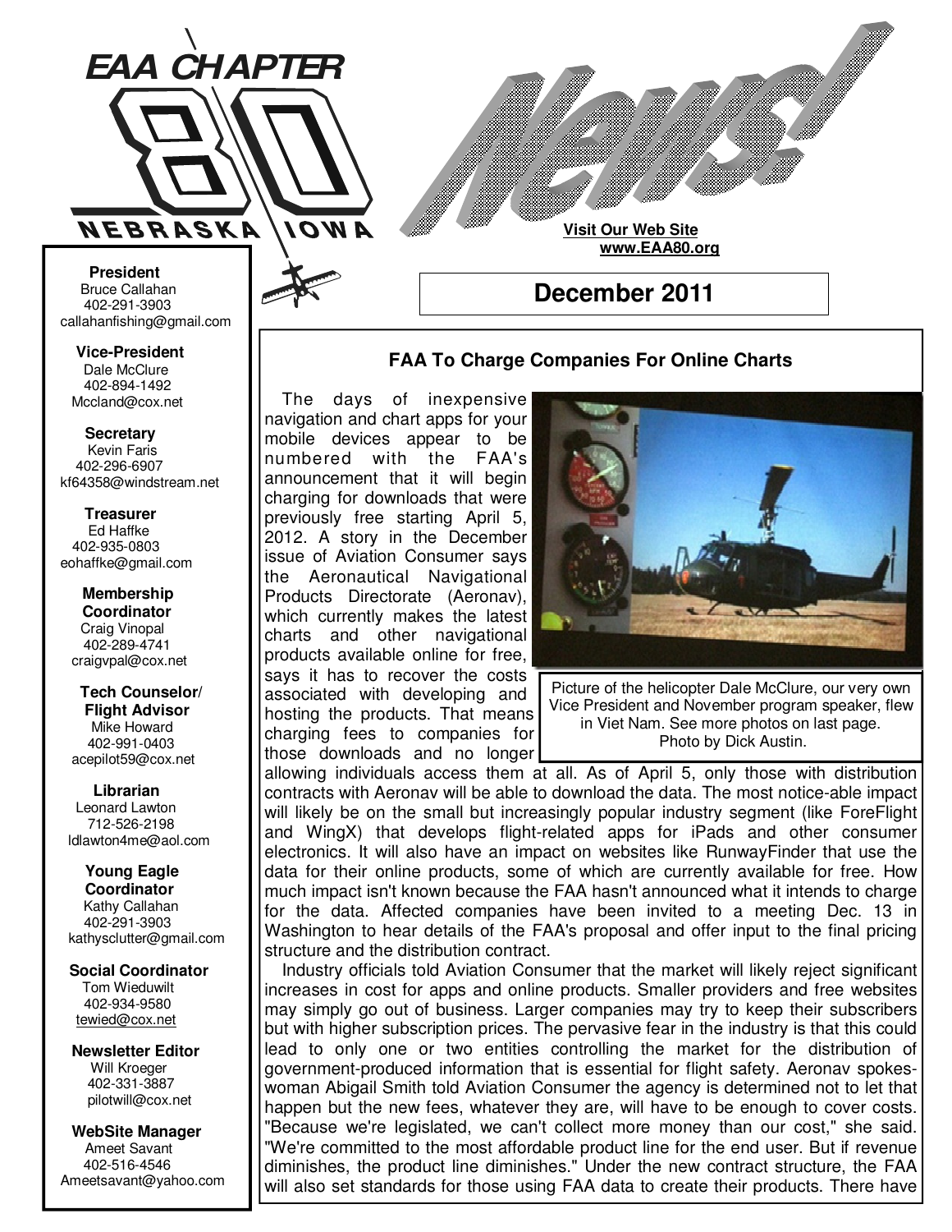# EAA CHAPTER 80 NEBRASKA IOWA

# News!

**Visit Our Web Site**
**www.EAA80.org**

## December 2011

**President**
Bruce Callahan
402-291-3903
callahanfishing@gmail.com

**Vice-President**
Dale McClure
402-894-1492
Mccland@cox.net

**Secretary**
Kevin Faris
402-296-6907
kf64358@windstream.net

**Treasurer**
Ed Haffke
402-935-0803
eohaffke@gmail.com

**Membership Coordinator**
Craig Vinopal
402-289-4741
craigvpal@cox.net

**Tech Counselor/ Flight Advisor**
Mike Howard
402-991-0403
acepilot59@cox.net

**Librarian**
Leonard Lawton
712-526-2198
ldlawton4me@aol.com

**Young Eagle Coordinator**
Kathy Callahan
402-291-3903
kathysclutter@gmail.com

**Social Coordinator**
Tom Wieduwilt
402-934-9580
tewied@cox.net

**Newsletter Editor**
Will Kroeger
402-331-3887
pilotwill@cox.net

**WebSite Manager**
Ameet Savant
402-516-4546
Ameetsavant@yahoo.com

### FAA To Charge Companies For Online Charts

The days of inexpensive navigation and chart apps for your mobile devices appear to be numbered with the FAA's announcement that it will begin charging for downloads that were previously free starting April 5, 2012. A story in the December issue of Aviation Consumer says the Aeronautical Navigational Products Directorate (Aeronav), which currently makes the latest charts and other navigational products available online for free, says it has to recover the costs associated with developing and hosting the products. That means charging fees to companies for those downloads and no longer allowing individuals access them at all. As of April 5, only those with distribution contracts with Aeronav will be able to download the data. The most notice-able impact will likely be on the small but increasingly popular industry segment (like ForeFlight and WingX) that develops flight-related apps for iPads and other consumer electronics. It will also have an impact on websites like RunwayFinder that use the data for their online products, some of which are currently available for free. How much impact isn't known because the FAA hasn't announced what it intends to charge for the data. Affected companies have been invited to a meeting Dec. 13 in Washington to hear details of the FAA's proposal and offer input to the final pricing structure and the distribution contract.

Picture of the helicopter Dale McClure, our very own Vice President and November program speaker, flew in Viet Nam. See more photos on last page. Photo by Dick Austin.

Industry officials told Aviation Consumer that the market will likely reject significant increases in cost for apps and online products. Smaller providers and free websites may simply go out of business. Larger companies may try to keep their subscribers but with higher subscription prices. The pervasive fear in the industry is that this could lead to only one or two entities controlling the market for the distribution of government-produced information that is essential for flight safety. Aeronav spokes-woman Abigail Smith told Aviation Consumer the agency is determined not to let that happen but the new fees, whatever they are, will have to be enough to cover costs. "Because we're legislated, we can't collect more money than our cost," she said. "We're committed to the most affordable product line for the end user. But if revenue diminishes, the product line diminishes." Under the new contract structure, the FAA will also set standards for those using FAA data to create their products. There have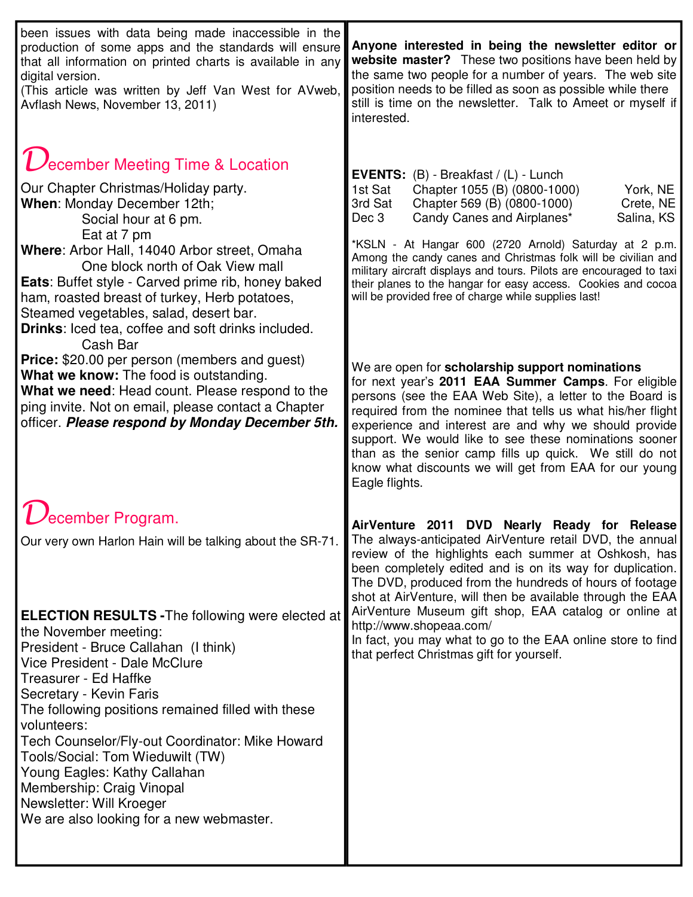been issues with data being made inaccessible in the production of some apps and the standards will ensure that all information on printed charts is available in any digital version.
(This article was written by Jeff Van West for AVweb, Avflash News, November 13, 2011)

## December Meeting Time & Location

Our Chapter Christmas/Holiday party.
**When**: Monday December 12th;
Social hour at 6 pm.
Eat at 7 pm
**Where**: Arbor Hall, 14040 Arbor street, Omaha
One block north of Oak View mall
**Eats**: Buffet style - Carved prime rib, honey baked ham, roasted breast of turkey, Herb potatoes, Steamed vegetables, salad, desert bar.
**Drinks**: Iced tea, coffee and soft drinks included.
Cash Bar
**Price:** $20.00 per person (members and guest)
**What we know:** The food is outstanding.
**What we need**: Head count. Please respond to the ping invite. Not on email, please contact a Chapter officer. ***Please respond by Monday December 5th.***

## December Program.

Our very own Harlon Hain will be talking about the SR-71.

**ELECTION RESULTS -** The following were elected at the November meeting:
President - Bruce Callahan (I think)
Vice President - Dale McClure
Treasurer - Ed Haffke
Secretary - Kevin Faris
The following positions remained filled with these volunteers:
Tech Counselor/Fly-out Coordinator: Mike Howard
Tools/Social: Tom Wieduwilt (TW)
Young Eagles: Kathy Callahan
Membership: Craig Vinopal
Newsletter: Will Kroeger
We are also looking for a new webmaster.

**Anyone interested in being the newsletter editor or website master?** These two positions have been held by the same two people for a number of years. The web site position needs to be filled as soon as possible while there still is time on the newsletter. Talk to Ameet or myself if interested.

**EVENTS:** (B) - Breakfast / (L) - Lunch

| | | |
|---|---|---|
| 1st Sat | Chapter 1055 (B) (0800-1000) | York, NE |
| 3rd Sat | Chapter 569 (B) (0800-1000) | Crete, NE |
| Dec 3 | Candy Canes and Airplanes* | Salina, KS |

*KSLN - At Hangar 600 (2720 Arnold) Saturday at 2 p.m. Among the candy canes and Christmas folk will be civilian and military aircraft displays and tours. Pilots are encouraged to taxi their planes to the hangar for easy access. Cookies and cocoa will be provided free of charge while supplies last!

We are open for **scholarship support nominations** for next year's **2011 EAA Summer Camps**. For eligible persons (see the EAA Web Site), a letter to the Board is required from the nominee that tells us what his/her flight experience and interest are and why we should provide support. We would like to see these nominations sooner than as the senior camp fills up quick. We still do not know what discounts we will get from EAA for our young Eagle flights.

**AirVenture 2011 DVD Nearly Ready for Release** The always-anticipated AirVenture retail DVD, the annual review of the highlights each summer at Oshkosh, has been completely edited and is on its way for duplication. The DVD, produced from the hundreds of hours of footage shot at AirVenture, will then be available through the EAA AirVenture Museum gift shop, EAA catalog or online at http://www.shopeaa.com/
In fact, you may what to go to the EAA online store to find that perfect Christmas gift for yourself.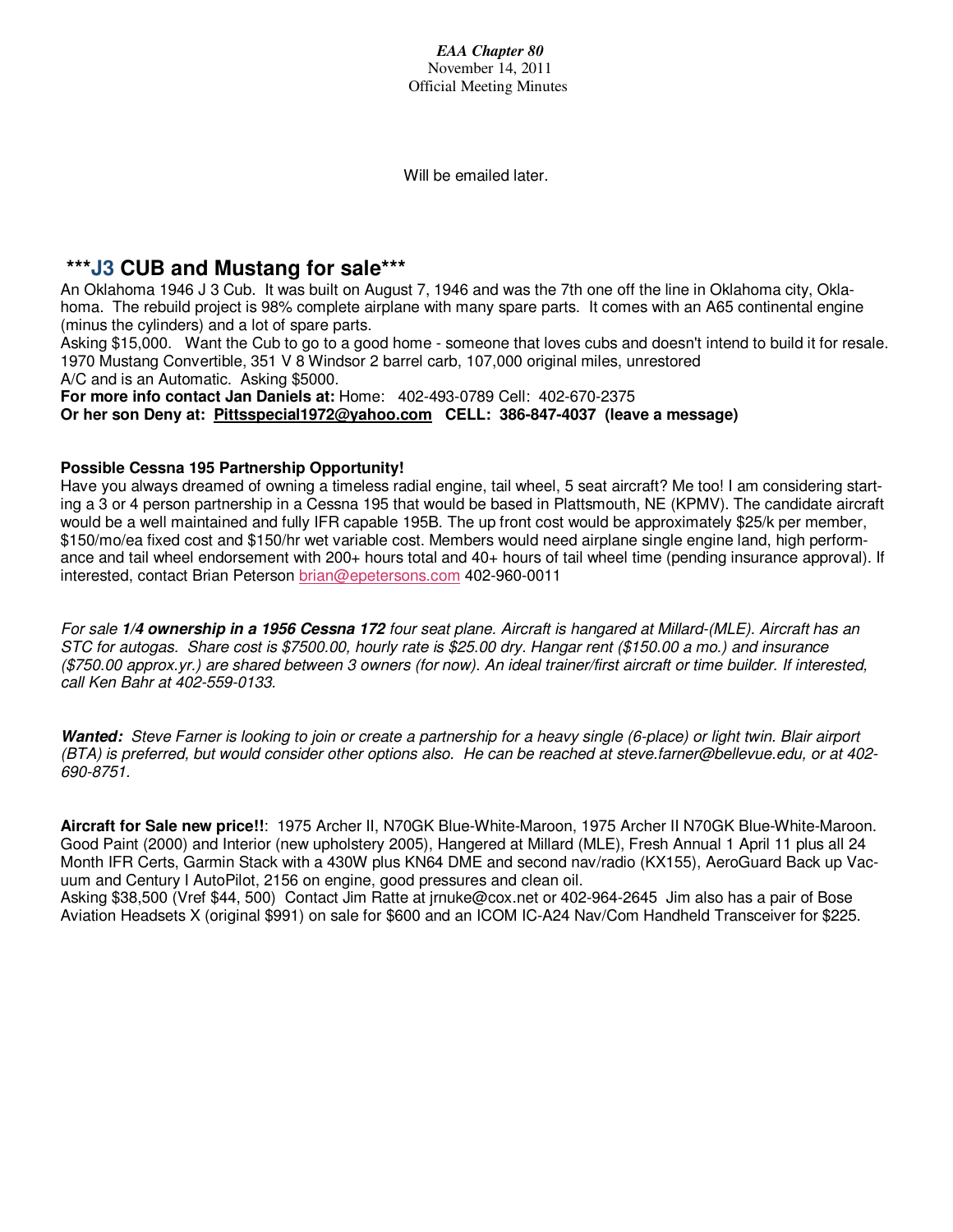*EAA Chapter 80*
November 14, 2011
Official Meeting Minutes

Will be emailed later.

## ***J3 CUB and Mustang for sale***

An Oklahoma 1946 J 3 Cub. It was built on August 7, 1946 and was the 7th one off the line in Oklahoma city, Oklahoma. The rebuild project is 98% complete airplane with many spare parts. It comes with an A65 continental engine (minus the cylinders) and a lot of spare parts.
Asking $15,000. Want the Cub to go to a good home - someone that loves cubs and doesn't intend to build it for resale.
1970 Mustang Convertible, 351 V 8 Windsor 2 barrel carb, 107,000 original miles, unrestored
A/C and is an Automatic. Asking $5000.
**For more info contact Jan Daniels at:** Home: 402-493-0789 Cell: 402-670-2375
**Or her son Deny at: Pittsspecial1972@yahoo.com CELL: 386-847-4037 (leave a message)**

**Possible Cessna 195 Partnership Opportunity!**
Have you always dreamed of owning a timeless radial engine, tail wheel, 5 seat aircraft? Me too! I am considering starting a 3 or 4 person partnership in a Cessna 195 that would be based in Plattsmouth, NE (KPMV). The candidate aircraft would be a well maintained and fully IFR capable 195B. The up front cost would be approximately $25/k per member, $150/mo/ea fixed cost and $150/hr wet variable cost. Members would need airplane single engine land, high performance and tail wheel endorsement with 200+ hours total and 40+ hours of tail wheel time (pending insurance approval). If interested, contact Brian Peterson brian@epetersons.com 402-960-0011

*For sale **1/4 ownership in a 1956 Cessna 172** four seat plane. Aircraft is hangared at Millard-(MLE). Aircraft has an STC for autogas. Share cost is $7500.00, hourly rate is $25.00 dry. Hangar rent ($150.00 a mo.) and insurance ($750.00 approx.yr.) are shared between 3 owners (for now). An ideal trainer/first aircraft or time builder. If interested, call Ken Bahr at 402-559-0133.*

***Wanted:** Steve Farner is looking to join or create a partnership for a heavy single (6-place) or light twin. Blair airport (BTA) is preferred, but would consider other options also. He can be reached at steve.farner@bellevue.edu, or at 402-690-8751.*

**Aircraft for Sale new price!!**: 1975 Archer II, N70GK Blue-White-Maroon, 1975 Archer II N70GK Blue-White-Maroon. Good Paint (2000) and Interior (new upholstery 2005), Hangered at Millard (MLE), Fresh Annual 1 April 11 plus all 24 Month IFR Certs, Garmin Stack with a 430W plus KN64 DME and second nav/radio (KX155), AeroGuard Back up Vacuum and Century I AutoPilot, 2156 on engine, good pressures and clean oil.
Asking $38,500 (Vref $44, 500) Contact Jim Ratte at jrnuke@cox.net or 402-964-2645 Jim also has a pair of Bose Aviation Headsets X (original $991) on sale for $600 and an ICOM IC-A24 Nav/Com Handheld Transceiver for $225.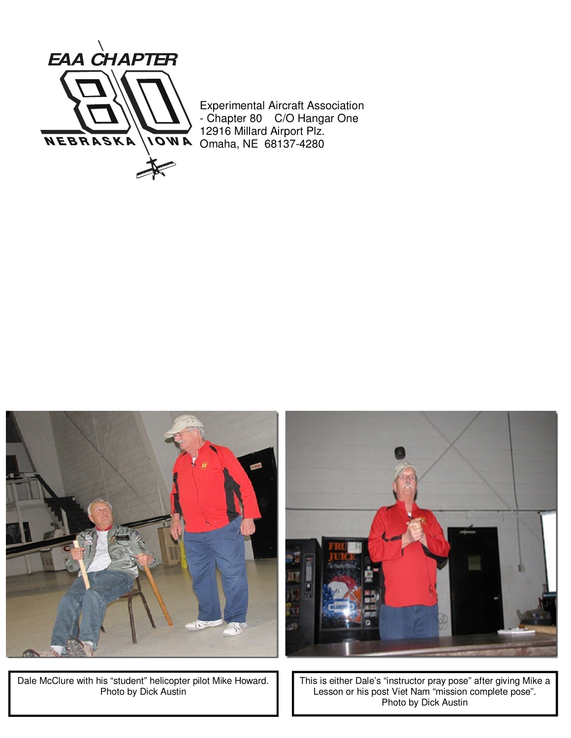EAA CHAPTER 80 NEBRASKA IOWA

Experimental Aircraft Association
- Chapter 80 C/O Hangar One
12916 Millard Airport Plz.
Omaha, NE 68137-4280

Dale McClure with his "student" helicopter pilot Mike Howard.
Photo by Dick Austin

This is either Dale's "instructor pray pose" after giving Mike a Lesson or his post Viet Nam "mission complete pose".
Photo by Dick Austin